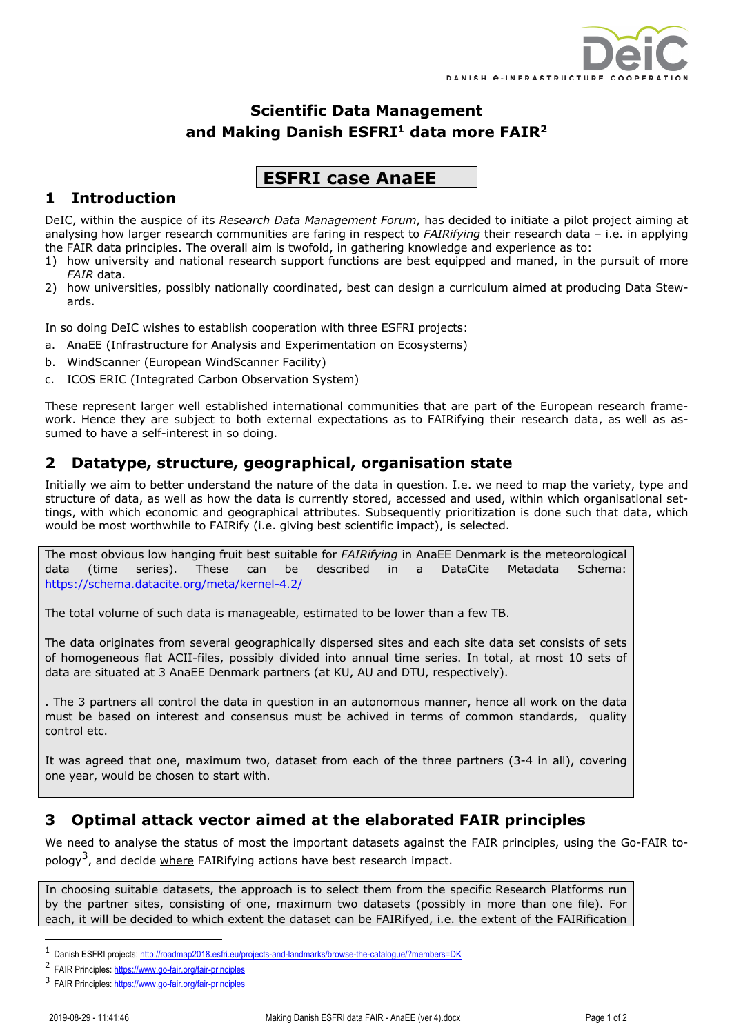# Scientific Data Management and Making Danish ESFRI[1] data more FAIR[2]

## ESFRI case AnaEE

## 1 Introduction

DeIC, within the auspice of its *Research Data Management Forum*, has decided to initiate a pilot project aiming at analysing how larger research communities are faring in respect to *FAIRifying* their research data – i.e. in applying the FAIR data principles. The overall aim is twofold, in gathering knowledge and experience as to:

1) how university and national research support functions are best equipped and maned, in the pursuit of more *FAIR* data.
2) how universities, possibly nationally coordinated, best can design a curriculum aimed at producing Data Stewards.

In so doing DeIC wishes to establish cooperation with three ESFRI projects:

a. AnaEE (Infrastructure for Analysis and Experimentation on Ecosystems)
b. WindScanner (European WindScanner Facility)
c. ICOS ERIC (Integrated Carbon Observation System)

These represent larger well established international communities that are part of the European research framework. Hence they are subject to both external expectations as to FAIRifying their research data, as well as assumed to have a self-interest in so doing.

## 2 Datatype, structure, geographical, organisation state

Initially we aim to better understand the nature of the data in question. I.e. we need to map the variety, type and structure of data, as well as how the data is currently stored, accessed and used, within which organisational settings, with which economic and geographical attributes. Subsequently prioritization is done such that data, which would be most worthwhile to FAIRify (i.e. giving best scientific impact), is selected.

The most obvious low hanging fruit best suitable for *FAIRifying* in AnaEE Denmark is the meteorological data (time series). These can be described in a DataCite Metadata Schema: https://schema.datacite.org/meta/kernel-4.2/

The total volume of such data is manageable, estimated to be lower than a few TB.

The data originates from several geographically dispersed sites and each site data set consists of sets of homogeneous flat ACII-files, possibly divided into annual time series. In total, at most 10 sets of data are situated at 3 AnaEE Denmark partners (at KU, AU and DTU, respectively).

. The 3 partners all control the data in question in an autonomous manner, hence all work on the data must be based on interest and consensus must be achived in terms of common standards, quality control etc.

It was agreed that one, maximum two, dataset from each of the three partners (3-4 in all), covering one year, would be chosen to start with.

## 3 Optimal attack vector aimed at the elaborated FAIR principles

We need to analyse the status of most the important datasets against the FAIR principles, using the Go-FAIR topology[3], and decide <u>where</u> FAIRifying actions have best research impact.

In choosing suitable datasets, the approach is to select them from the specific Research Platforms run by the partner sites, consisting of one, maximum two datasets (possibly in more than one file). For each, it will be decided to which extent the dataset can be FAIRifyed, i.e. the extent of the FAIRification

---

[1] Danish ESFRI projects: http://roadmap2018.esfri.eu/projects-and-landmarks/browse-the-catalogue/?members=DK

[2] FAIR Principles: https://www.go-fair.org/fair-principles

[3] FAIR Principles: https://www.go-fair.org/fair-principles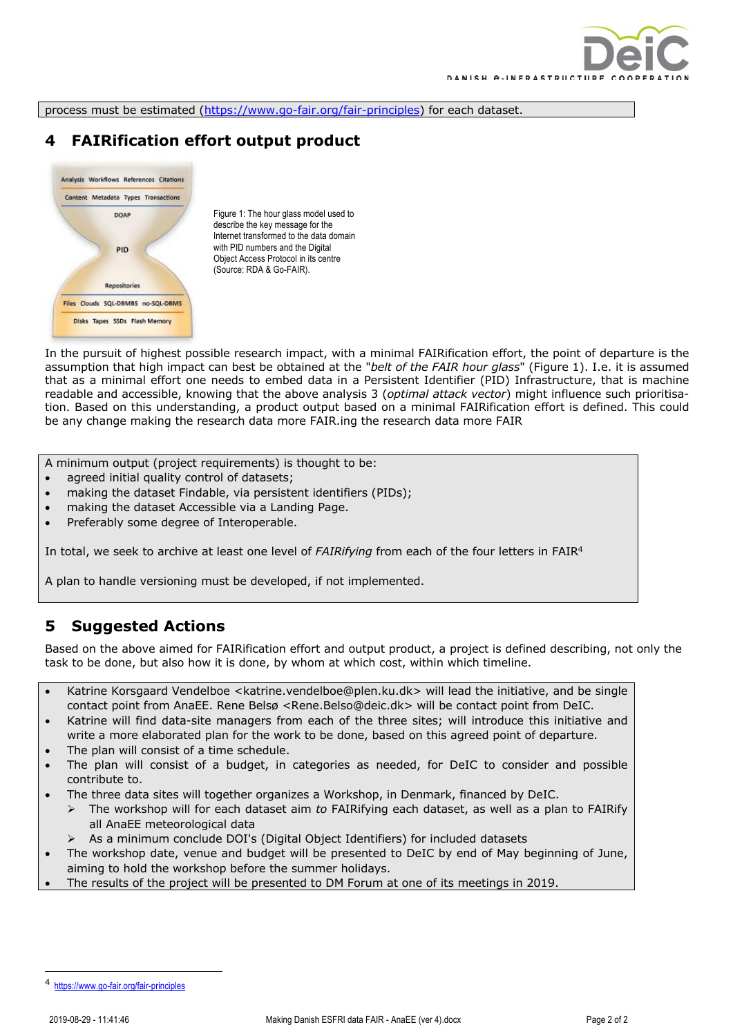process must be estimated (https://www.go-fair.org/fair-principles) for each dataset.

## 4 FAIRification effort output product

Analysis Workflows References Citations

Content Metadata Types Transactions

DOAP

PID

Repositories

Files Clouds SQL-DBMBS no-SQL-DBMS

Disks Tapes SSDs Flash Memory

Figure 1: The hour glass model used to describe the key message for the Internet transformed to the data domain with PID numbers and the Digital Object Access Protocol in its centre (Source: RDA & Go-FAIR).

In the pursuit of highest possible research impact, with a minimal FAIRification effort, the point of departure is the assumption that high impact can best be obtained at the "*belt of the FAIR hour glass*" (Figure 1). I.e. it is assumed that as a minimal effort one needs to embed data in a Persistent Identifier (PID) Infrastructure, that is machine readable and accessible, knowing that the above analysis 3 (*optimal attack vector*) might influence such prioritisation. Based on this understanding, a product output based on a minimal FAIRification effort is defined. This could be any change making the research data more FAIR.ing the research data more FAIR

A minimum output (project requirements) is thought to be:

- agreed initial quality control of datasets;
- making the dataset Findable, via persistent identifiers (PIDs);
- making the dataset Accessible via a Landing Page.
- Preferably some degree of Interoperable.

In total, we seek to archive at least one level of *FAIRifying* from each of the four letters in FAIR[4]

A plan to handle versioning must be developed, if not implemented.

## 5 Suggested Actions

Based on the above aimed for FAIRification effort and output product, a project is defined describing, not only the task to be done, but also how it is done, by whom at which cost, within which timeline.

- Katrine Korsgaard Vendelboe <katrine.vendelboe@plen.ku.dk> will lead the initiative, and be single contact point from AnaEE. Rene Belsø <Rene.Belso@deic.dk> will be contact point from DeIC.
- Katrine will find data-site managers from each of the three sites; will introduce this initiative and write a more elaborated plan for the work to be done, based on this agreed point of departure.
- The plan will consist of a time schedule.
- The plan will consist of a budget, in categories as needed, for DeIC to consider and possible contribute to.
- The three data sites will together organizes a Workshop, in Denmark, financed by DeIC.
  - The workshop will for each dataset aim *to* FAIRifying each dataset, as well as a plan to FAIRify all AnaEE meteorological data
  - As a minimum conclude DOI's (Digital Object Identifiers) for included datasets
- The workshop date, venue and budget will be presented to DeIC by end of May beginning of June, aiming to hold the workshop before the summer holidays.
- The results of the project will be presented to DM Forum at one of its meetings in 2019.

---

[4] https://www.go-fair.org/fair-principles